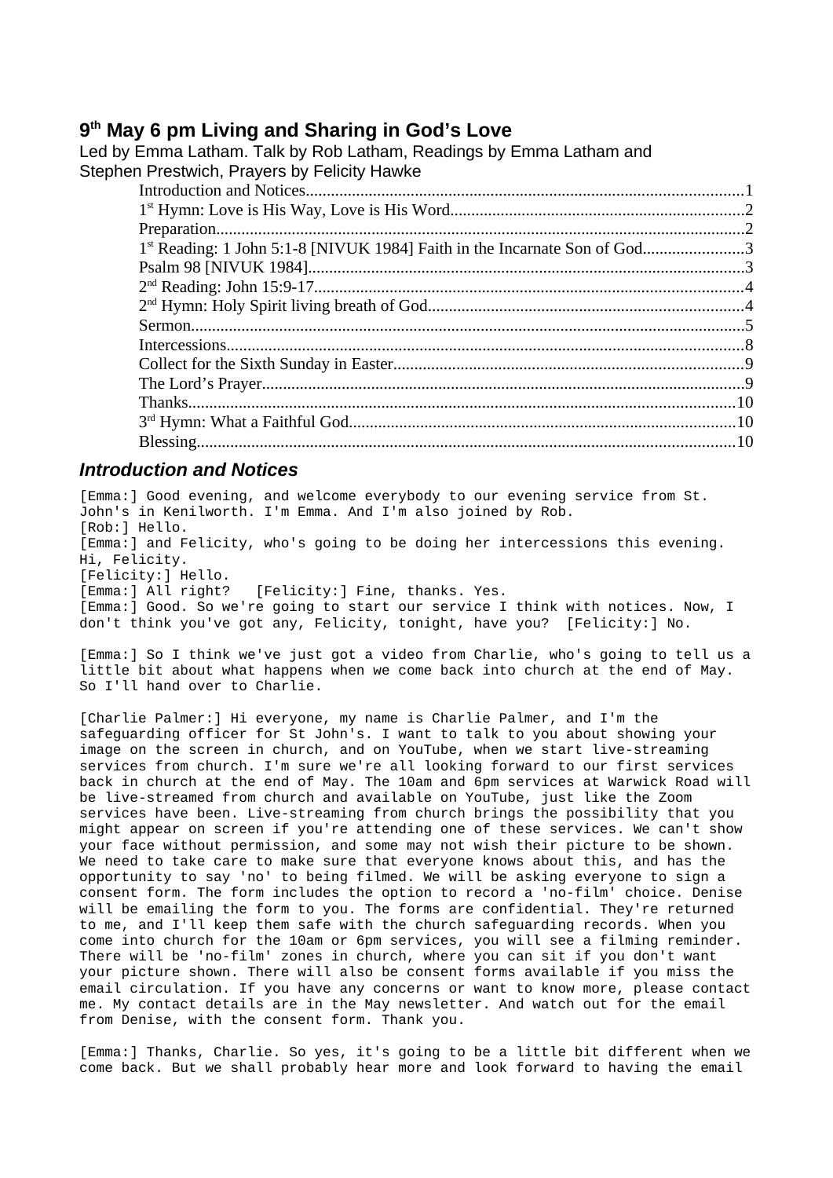## 9th May 6 pm Living and Sharing in God's Love

Led by Emma Latham. Talk by Rob Latham, Readings by Emma Latham and Stephen Prestwich, Prayers by Felicity Hawke

- Introduction and Notices....1
- 1st Hymn: Love is His Way, Love is His Word....2
- Preparation....2
- 1st Reading: 1 John 5:1-8 [NIVUK 1984] Faith in the Incarnate Son of God....3
- Psalm 98 [NIVUK 1984]....3
- 2nd Reading: John 15:9-17....4
- 2nd Hymn: Holy Spirit living breath of God....4
- Sermon....5
- Intercessions....8
- Collect for the Sixth Sunday in Easter....9
- The Lord's Prayer....9
- Thanks....10
- 3rd Hymn: What a Faithful God....10
- Blessing....10

### *Introduction and Notices*

[Emma:] Good evening, and welcome everybody to our evening service from St. John's in Kenilworth. I'm Emma. And I'm also joined by Rob.
[Rob:] Hello.
[Emma:] and Felicity, who's going to be doing her intercessions this evening. Hi, Felicity.
[Felicity:] Hello.
[Emma:] All right? [Felicity:] Fine, thanks. Yes.
[Emma:] Good. So we're going to start our service I think with notices. Now, I don't think you've got any, Felicity, tonight, have you? [Felicity:] No.

[Emma:] So I think we've just got a video from Charlie, who's going to tell us a little bit about what happens when we come back into church at the end of May. So I'll hand over to Charlie.

[Charlie Palmer:] Hi everyone, my name is Charlie Palmer, and I'm the safeguarding officer for St John's. I want to talk to you about showing your image on the screen in church, and on YouTube, when we start live-streaming services from church. I'm sure we're all looking forward to our first services back in church at the end of May. The 10am and 6pm services at Warwick Road will be live-streamed from church and available on YouTube, just like the Zoom services have been. Live-streaming from church brings the possibility that you might appear on screen if you're attending one of these services. We can't show your face without permission, and some may not wish their picture to be shown. We need to take care to make sure that everyone knows about this, and has the opportunity to say 'no' to being filmed. We will be asking everyone to sign a consent form. The form includes the option to record a 'no-film' choice. Denise will be emailing the form to you. The forms are confidential. They're returned to me, and I'll keep them safe with the church safeguarding records. When you come into church for the 10am or 6pm services, you will see a filming reminder. There will be 'no-film' zones in church, where you can sit if you don't want your picture shown. There will also be consent forms available if you miss the email circulation. If you have any concerns or want to know more, please contact me. My contact details are in the May newsletter. And watch out for the email from Denise, with the consent form. Thank you.

[Emma:] Thanks, Charlie. So yes, it's going to be a little bit different when we come back. But we shall probably hear more and look forward to having the email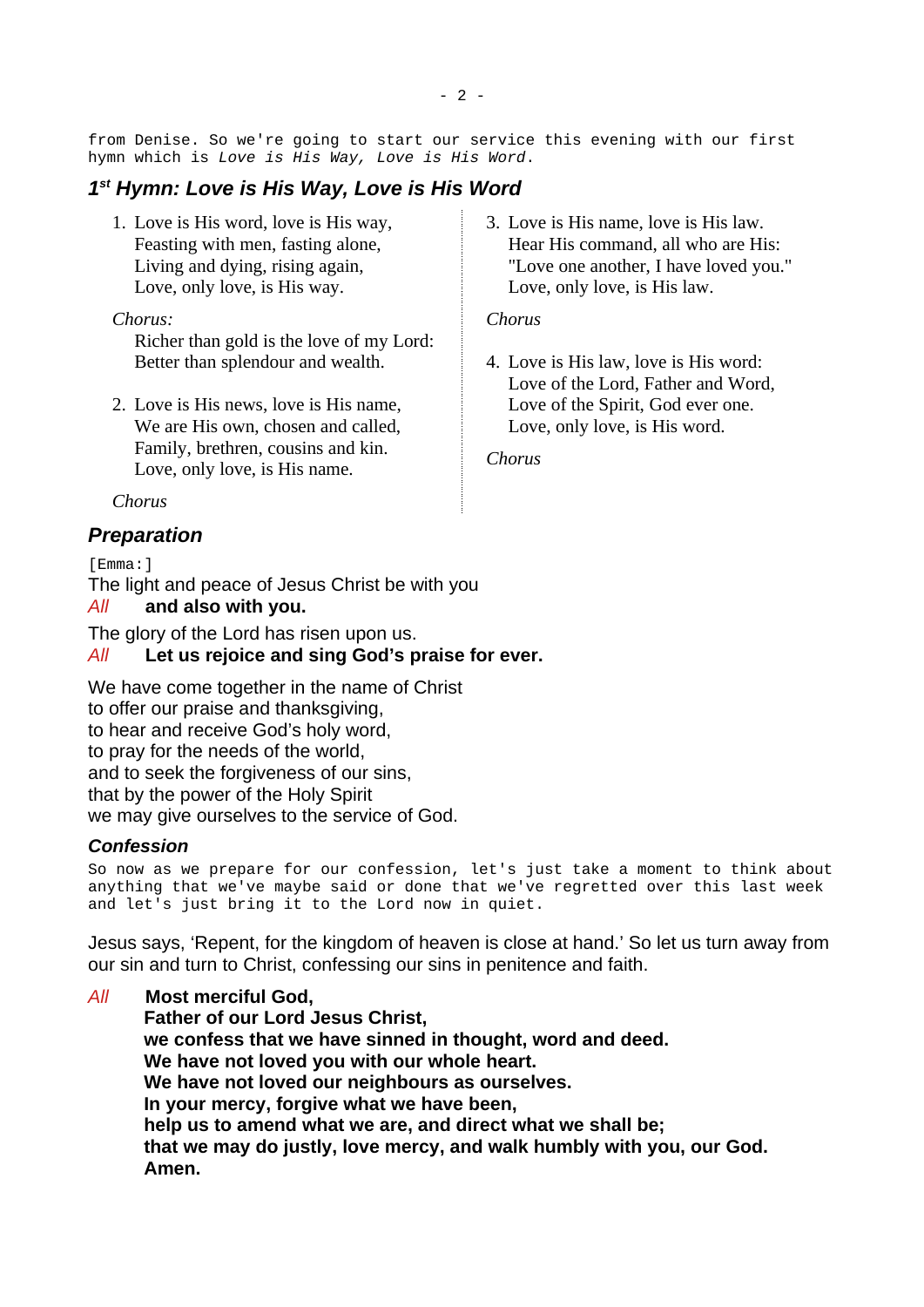from Denise. So we're going to start our service this evening with our first hymn which is *Love is His Way, Love is His Word*.

## 1st Hymn: Love is His Way, Love is His Word

1. Love is His word, love is His way,
   Feasting with men, fasting alone,
   Living and dying, rising again,
   Love, only love, is His way.

*Chorus:*
Richer than gold is the love of my Lord:
Better than splendour and wealth.

2. Love is His news, love is His name,
   We are His own, chosen and called,
   Family, brethren, cousins and kin.
   Love, only love, is His name.

*Chorus*

3. Love is His name, love is His law.
   Hear His command, all who are His:
   "Love one another, I have loved you."
   Love, only love, is His law.

*Chorus*

4. Love is His law, love is His word:
   Love of the Lord, Father and Word,
   Love of the Spirit, God ever one.
   Love, only love, is His word.

*Chorus*

## Preparation

[Emma:]

The light and peace of Jesus Christ be with you

*All* **and also with you.**

The glory of the Lord has risen upon us.

*All* **Let us rejoice and sing God's praise for ever.**

We have come together in the name of Christ
to offer our praise and thanksgiving,
to hear and receive God's holy word,
to pray for the needs of the world,
and to seek the forgiveness of our sins,
that by the power of the Holy Spirit
we may give ourselves to the service of God.

### Confession

So now as we prepare for our confession, let's just take a moment to think about anything that we've maybe said or done that we've regretted over this last week and let's just bring it to the Lord now in quiet.

Jesus says, 'Repent, for the kingdom of heaven is close at hand.' So let us turn away from our sin and turn to Christ, confessing our sins in penitence and faith.

*All* **Most merciful God,**
**Father of our Lord Jesus Christ,**
**we confess that we have sinned in thought, word and deed.**
**We have not loved you with our whole heart.**
**We have not loved our neighbours as ourselves.**
**In your mercy, forgive what we have been,**
**help us to amend what we are, and direct what we shall be;**
**that we may do justly, love mercy, and walk humbly with you, our God.**
**Amen.**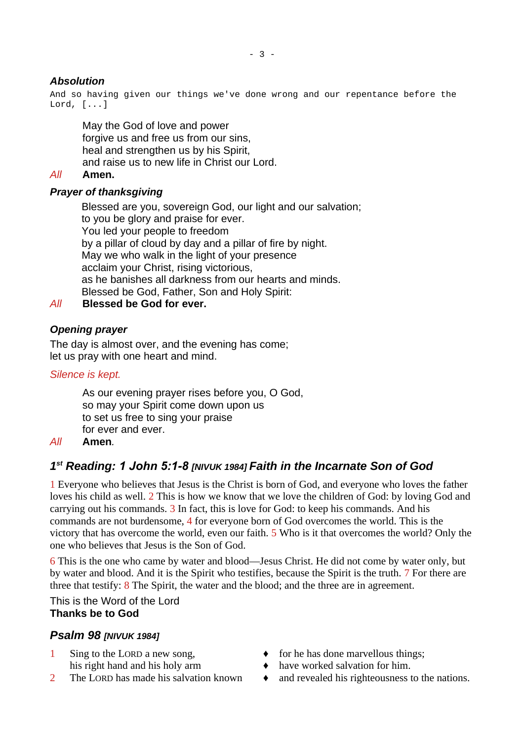### *Absolution*

```
And so having given our things we've done wrong and our repentance before the
Lord, [...]
```

May the God of love and power
forgive us and free us from our sins,
heal and strengthen us by his Spirit,
and raise us to new life in Christ our Lord.

*All* **Amen.**

### *Prayer of thanksgiving*

Blessed are you, sovereign God, our light and our salvation;
to you be glory and praise for ever.
You led your people to freedom
by a pillar of cloud by day and a pillar of fire by night.
May we who walk in the light of your presence
acclaim your Christ, rising victorious,
as he banishes all darkness from our hearts and minds.
Blessed be God, Father, Son and Holy Spirit:

*All* **Blessed be God for ever.**

### *Opening prayer*

The day is almost over, and the evening has come;
let us pray with one heart and mind.

*Silence is kept.*

As our evening prayer rises before you, O God,
so may your Spirit come down upon us
to set us free to sing your praise
for ever and ever.

*All* **Amen***.*

## *1st Reading: 1 John 5:1-8 [NIVUK 1984] Faith in the Incarnate Son of God*

1 Everyone who believes that Jesus is the Christ is born of God, and everyone who loves the father loves his child as well. 2 This is how we know that we love the children of God: by loving God and carrying out his commands. 3 In fact, this is love for God: to keep his commands. And his commands are not burdensome, 4 for everyone born of God overcomes the world. This is the victory that has overcome the world, even our faith. 5 Who is it that overcomes the world? Only the one who believes that Jesus is the Son of God.

6 This is the one who came by water and blood—Jesus Christ. He did not come by water only, but by water and blood. And it is the Spirit who testifies, because the Spirit is the truth. 7 For there are three that testify: 8 The Spirit, the water and the blood; and the three are in agreement.

This is the Word of the Lord
**Thanks be to God**

## *Psalm 98 [NIVUK 1984]*

1 Sing to the LORD a new song, ♦ for he has done marvellous things;
his right hand and his holy arm ♦ have worked salvation for him.
2 The LORD has made his salvation known ♦ and revealed his righteousness to the nations.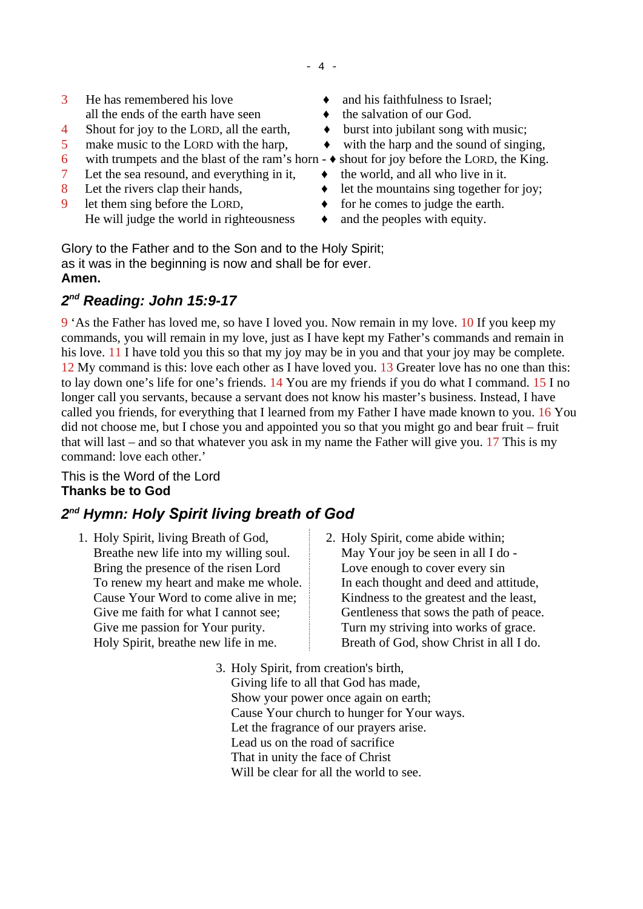3 He has remembered his love ♦ and his faithfulness to Israel;
all the ends of the earth have seen ♦ the salvation of our God.
4 Shout for joy to the LORD, all the earth, ♦ burst into jubilant song with music;
5 make music to the LORD with the harp, ♦ with the harp and the sound of singing,
6 with trumpets and the blast of the ram's horn - ♦ shout for joy before the LORD, the King.
7 Let the sea resound, and everything in it, ♦ the world, and all who live in it.
8 Let the rivers clap their hands, ♦ let the mountains sing together for joy;
9 let them sing before the LORD, ♦ for he comes to judge the earth.
He will judge the world in righteousness ♦ and the peoples with equity.

Glory to the Father and to the Son and to the Holy Spirit;
as it was in the beginning is now and shall be for ever.
**Amen.**

## *2nd Reading: John 15:9-17*

9 'As the Father has loved me, so have I loved you. Now remain in my love. 10 If you keep my commands, you will remain in my love, just as I have kept my Father's commands and remain in his love. 11 I have told you this so that my joy may be in you and that your joy may be complete. 12 My command is this: love each other as I have loved you. 13 Greater love has no one than this: to lay down one's life for one's friends. 14 You are my friends if you do what I command. 15 I no longer call you servants, because a servant does not know his master's business. Instead, I have called you friends, for everything that I learned from my Father I have made known to you. 16 You did not choose me, but I chose you and appointed you so that you might go and bear fruit – fruit that will last – and so that whatever you ask in my name the Father will give you. 17 This is my command: love each other.'

This is the Word of the Lord
**Thanks be to God**

## *2nd Hymn: Holy Spirit living breath of God*

1. Holy Spirit, living Breath of God,
   Breathe new life into my willing soul.
   Bring the presence of the risen Lord
   To renew my heart and make me whole.
   Cause Your Word to come alive in me;
   Give me faith for what I cannot see;
   Give me passion for Your purity.
   Holy Spirit, breathe new life in me.

2. Holy Spirit, come abide within;
   May Your joy be seen in all I do -
   Love enough to cover every sin
   In each thought and deed and attitude,
   Kindness to the greatest and the least,
   Gentleness that sows the path of peace.
   Turn my striving into works of grace.
   Breath of God, show Christ in all I do.

3. Holy Spirit, from creation's birth,
   Giving life to all that God has made,
   Show your power once again on earth;
   Cause Your church to hunger for Your ways.
   Let the fragrance of our prayers arise.
   Lead us on the road of sacrifice
   That in unity the face of Christ
   Will be clear for all the world to see.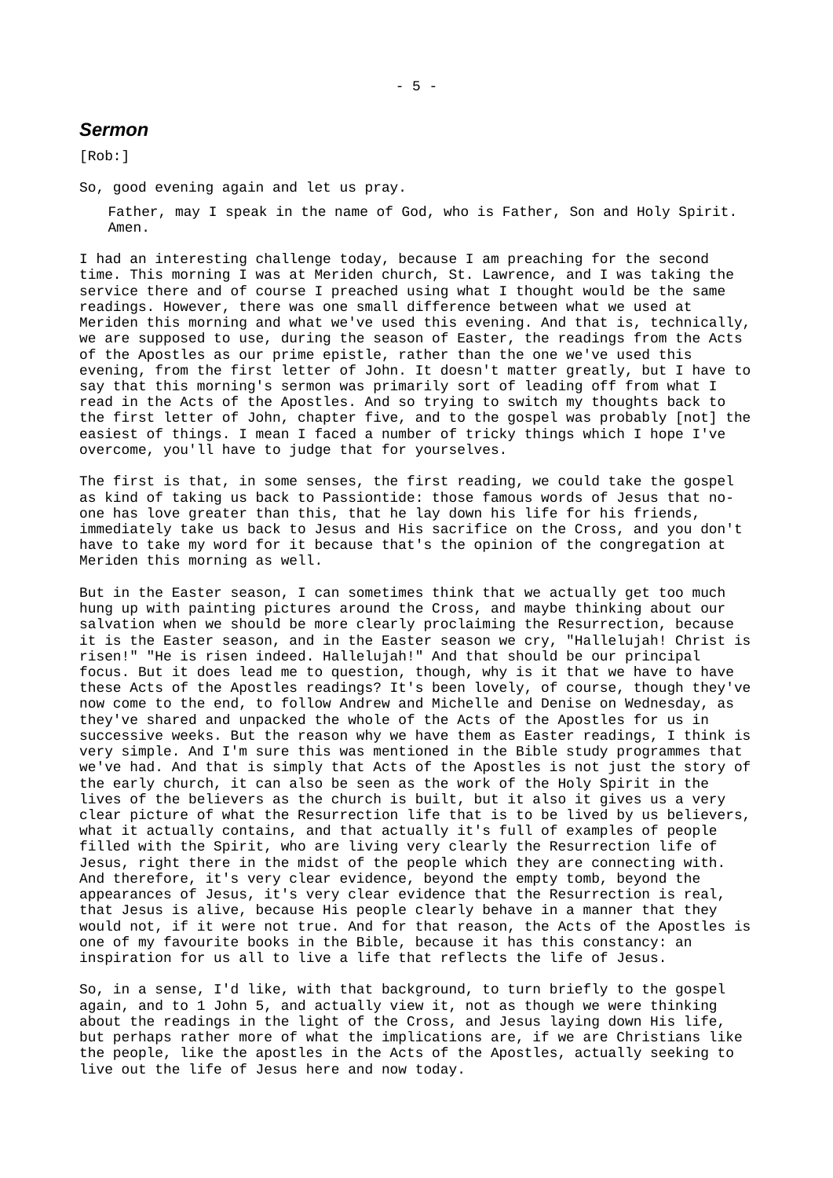## *Sermon*

[Rob:]

So, good evening again and let us pray.

> Father, may I speak in the name of God, who is Father, Son and Holy Spirit. Amen.

I had an interesting challenge today, because I am preaching for the second time. This morning I was at Meriden church, St. Lawrence, and I was taking the service there and of course I preached using what I thought would be the same readings. However, there was one small difference between what we used at Meriden this morning and what we've used this evening. And that is, technically, we are supposed to use, during the season of Easter, the readings from the Acts of the Apostles as our prime epistle, rather than the one we've used this evening, from the first letter of John. It doesn't matter greatly, but I have to say that this morning's sermon was primarily sort of leading off from what I read in the Acts of the Apostles. And so trying to switch my thoughts back to the first letter of John, chapter five, and to the gospel was probably [not] the easiest of things. I mean I faced a number of tricky things which I hope I've overcome, you'll have to judge that for yourselves.

The first is that, in some senses, the first reading, we could take the gospel as kind of taking us back to Passiontide: those famous words of Jesus that no-one has love greater than this, that he lay down his life for his friends, immediately take us back to Jesus and His sacrifice on the Cross, and you don't have to take my word for it because that's the opinion of the congregation at Meriden this morning as well.

But in the Easter season, I can sometimes think that we actually get too much hung up with painting pictures around the Cross, and maybe thinking about our salvation when we should be more clearly proclaiming the Resurrection, because it is the Easter season, and in the Easter season we cry, "Hallelujah! Christ is risen!" "He is risen indeed. Hallelujah!" And that should be our principal focus. But it does lead me to question, though, why is it that we have to have these Acts of the Apostles readings? It's been lovely, of course, though they've now come to the end, to follow Andrew and Michelle and Denise on Wednesday, as they've shared and unpacked the whole of the Acts of the Apostles for us in successive weeks. But the reason why we have them as Easter readings, I think is very simple. And I'm sure this was mentioned in the Bible study programmes that we've had. And that is simply that Acts of the Apostles is not just the story of the early church, it can also be seen as the work of the Holy Spirit in the lives of the believers as the church is built, but it also it gives us a very clear picture of what the Resurrection life that is to be lived by us believers, what it actually contains, and that actually it's full of examples of people filled with the Spirit, who are living very clearly the Resurrection life of Jesus, right there in the midst of the people which they are connecting with. And therefore, it's very clear evidence, beyond the empty tomb, beyond the appearances of Jesus, it's very clear evidence that the Resurrection is real, that Jesus is alive, because His people clearly behave in a manner that they would not, if it were not true. And for that reason, the Acts of the Apostles is one of my favourite books in the Bible, because it has this constancy: an inspiration for us all to live a life that reflects the life of Jesus.

So, in a sense, I'd like, with that background, to turn briefly to the gospel again, and to 1 John 5, and actually view it, not as though we were thinking about the readings in the light of the Cross, and Jesus laying down His life, but perhaps rather more of what the implications are, if we are Christians like the people, like the apostles in the Acts of the Apostles, actually seeking to live out the life of Jesus here and now today.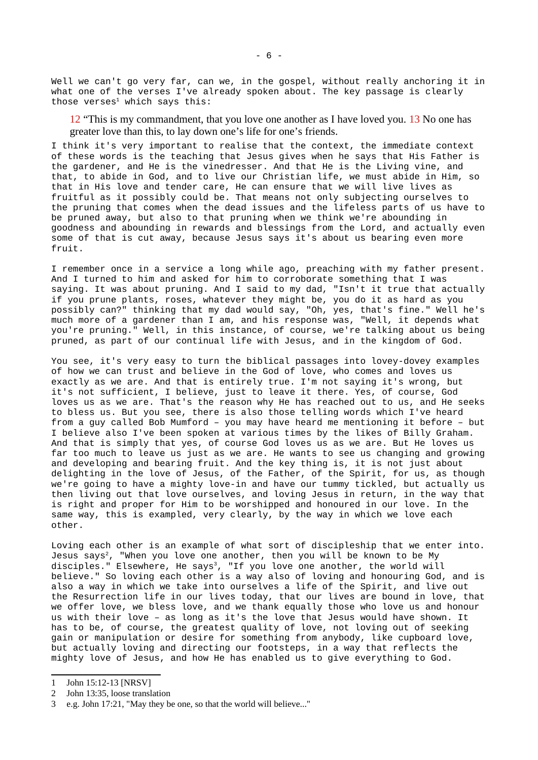Well we can't go very far, can we, in the gospel, without really anchoring it in what one of the verses I've already spoken about. The key passage is clearly those verses[1] which says this:

> 12 "This is my commandment, that you love one another as I have loved you. 13 No one has greater love than this, to lay down one's life for one's friends.

I think it's very important to realise that the context, the immediate context of these words is the teaching that Jesus gives when he says that His Father is the gardener, and He is the vinedresser. And that He is the Living vine, and that, to abide in God, and to live our Christian life, we must abide in Him, so that in His love and tender care, He can ensure that we will live lives as fruitful as it possibly could be. That means not only subjecting ourselves to the pruning that comes when the dead issues and the lifeless parts of us have to be pruned away, but also to that pruning when we think we're abounding in goodness and abounding in rewards and blessings from the Lord, and actually even some of that is cut away, because Jesus says it's about us bearing even more fruit.

I remember once in a service a long while ago, preaching with my father present. And I turned to him and asked for him to corroborate something that I was saying. It was about pruning. And I said to my dad, "Isn't it true that actually if you prune plants, roses, whatever they might be, you do it as hard as you possibly can?" thinking that my dad would say, "Oh, yes, that's fine." Well he's much more of a gardener than I am, and his response was, "Well, it depends what you're pruning." Well, in this instance, of course, we're talking about us being pruned, as part of our continual life with Jesus, and in the kingdom of God.

You see, it's very easy to turn the biblical passages into lovey-dovey examples of how we can trust and believe in the God of love, who comes and loves us exactly as we are. And that is entirely true. I'm not saying it's wrong, but it's not sufficient, I believe, just to leave it there. Yes, of course, God loves us as we are. That's the reason why He has reached out to us, and He seeks to bless us. But you see, there is also those telling words which I've heard from a guy called Bob Mumford – you may have heard me mentioning it before – but I believe also I've been spoken at various times by the likes of Billy Graham. And that is simply that yes, of course God loves us as we are. But He loves us far too much to leave us just as we are. He wants to see us changing and growing and developing and bearing fruit. And the key thing is, it is not just about delighting in the love of Jesus, of the Father, of the Spirit, for us, as though we're going to have a mighty love-in and have our tummy tickled, but actually us then living out that love ourselves, and loving Jesus in return, in the way that is right and proper for Him to be worshipped and honoured in our love. In the same way, this is exampled, very clearly, by the way in which we love each other.

Loving each other is an example of what sort of discipleship that we enter into. Jesus says[2], "When you love one another, then you will be known to be My disciples." Elsewhere, He says[3], "If you love one another, the world will believe." So loving each other is a way also of loving and honouring God, and is also a way in which we take into ourselves a life of the Spirit, and live out the Resurrection life in our lives today, that our lives are bound in love, that we offer love, we bless love, and we thank equally those who love us and honour us with their love – as long as it's the love that Jesus would have shown. It has to be, of course, the greatest quality of love, not loving out of seeking gain or manipulation or desire for something from anybody, like cupboard love, but actually loving and directing our footsteps, in a way that reflects the mighty love of Jesus, and how He has enabled us to give everything to God.

---

1 John 15:12-13 [NRSV]

2 John 13:35, loose translation

3 e.g. John 17:21, "May they be one, so that the world will believe..."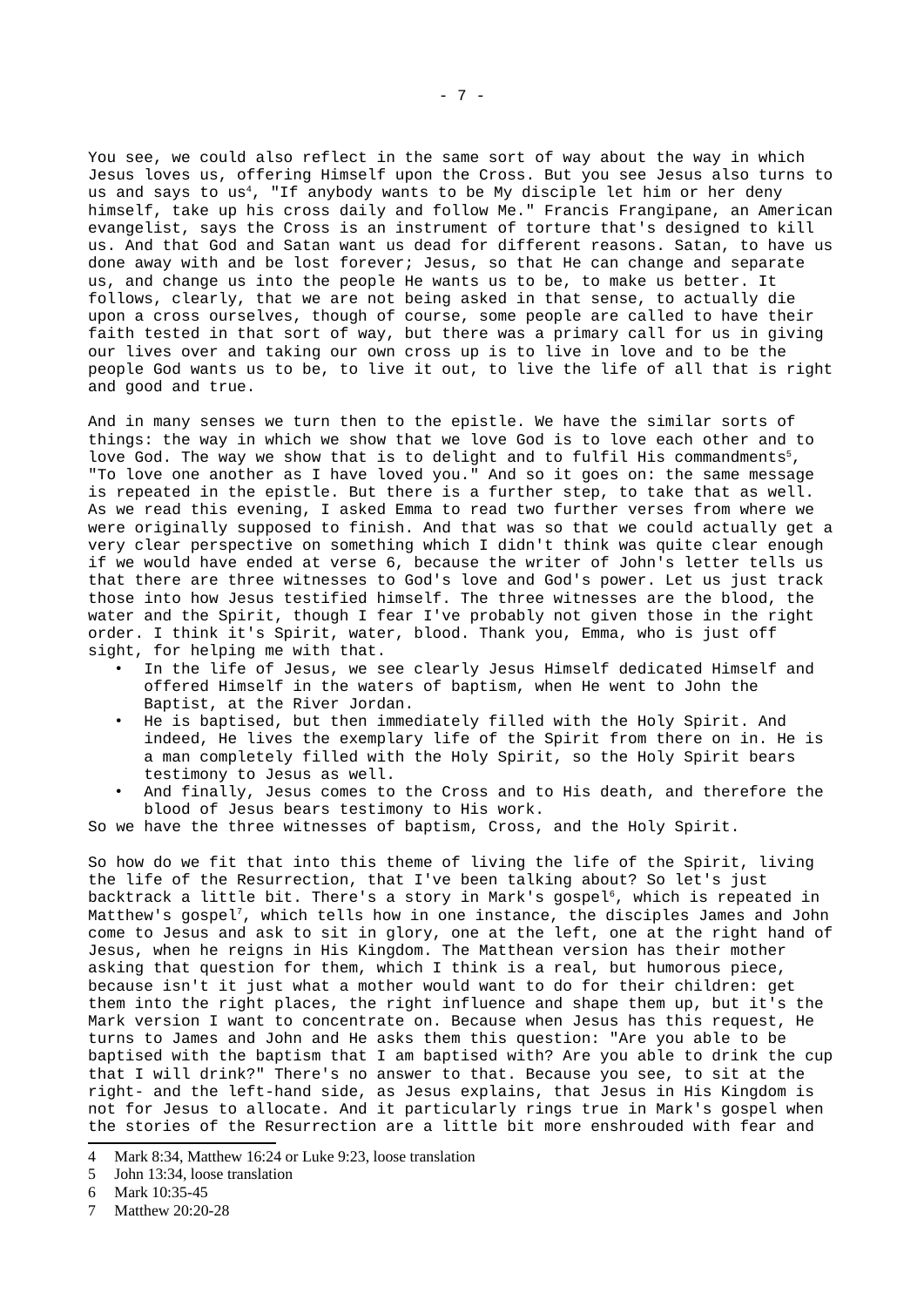You see, we could also reflect in the same sort of way about the way in which Jesus loves us, offering Himself upon the Cross. But you see Jesus also turns to us and says to us[4], "If anybody wants to be My disciple let him or her deny himself, take up his cross daily and follow Me." Francis Frangipane, an American evangelist, says the Cross is an instrument of torture that's designed to kill us. And that God and Satan want us dead for different reasons. Satan, to have us done away with and be lost forever; Jesus, so that He can change and separate us, and change us into the people He wants us to be, to make us better. It follows, clearly, that we are not being asked in that sense, to actually die upon a cross ourselves, though of course, some people are called to have their faith tested in that sort of way, but there was a primary call for us in giving our lives over and taking our own cross up is to live in love and to be the people God wants us to be, to live it out, to live the life of all that is right and good and true.

And in many senses we turn then to the epistle. We have the similar sorts of things: the way in which we show that we love God is to love each other and to love God. The way we show that is to delight and to fulfil His commandments[5], "To love one another as I have loved you." And so it goes on: the same message is repeated in the epistle. But there is a further step, to take that as well. As we read this evening, I asked Emma to read two further verses from where we were originally supposed to finish. And that was so that we could actually get a very clear perspective on something which I didn't think was quite clear enough if we would have ended at verse 6, because the writer of John's letter tells us that there are three witnesses to God's love and God's power. Let us just track those into how Jesus testified himself. The three witnesses are the blood, the water and the Spirit, though I fear I've probably not given those in the right order. I think it's Spirit, water, blood. Thank you, Emma, who is just off sight, for helping me with that.

- In the life of Jesus, we see clearly Jesus Himself dedicated Himself and offered Himself in the waters of baptism, when He went to John the Baptist, at the River Jordan.
- He is baptised, but then immediately filled with the Holy Spirit. And indeed, He lives the exemplary life of the Spirit from there on in. He is a man completely filled with the Holy Spirit, so the Holy Spirit bears testimony to Jesus as well.
- And finally, Jesus comes to the Cross and to His death, and therefore the blood of Jesus bears testimony to His work.

So we have the three witnesses of baptism, Cross, and the Holy Spirit.

So how do we fit that into this theme of living the life of the Spirit, living the life of the Resurrection, that I've been talking about? So let's just backtrack a little bit. There's a story in Mark's gospel[6], which is repeated in Matthew's gospel[7], which tells how in one instance, the disciples James and John come to Jesus and ask to sit in glory, one at the left, one at the right hand of Jesus, when he reigns in His Kingdom. The Matthean version has their mother asking that question for them, which I think is a real, but humorous piece, because isn't it just what a mother would want to do for their children: get them into the right places, the right influence and shape them up, but it's the Mark version I want to concentrate on. Because when Jesus has this request, He turns to James and John and He asks them this question: "Are you able to be baptised with the baptism that I am baptised with? Are you able to drink the cup that I will drink?" There's no answer to that. Because you see, to sit at the right- and the left-hand side, as Jesus explains, that Jesus in His Kingdom is not for Jesus to allocate. And it particularly rings true in Mark's gospel when the stories of the Resurrection are a little bit more enshrouded with fear and

---

4 Mark 8:34, Matthew 16:24 or Luke 9:23, loose translation

5 John 13:34, loose translation

6 Mark 10:35-45

7 Matthew 20:20-28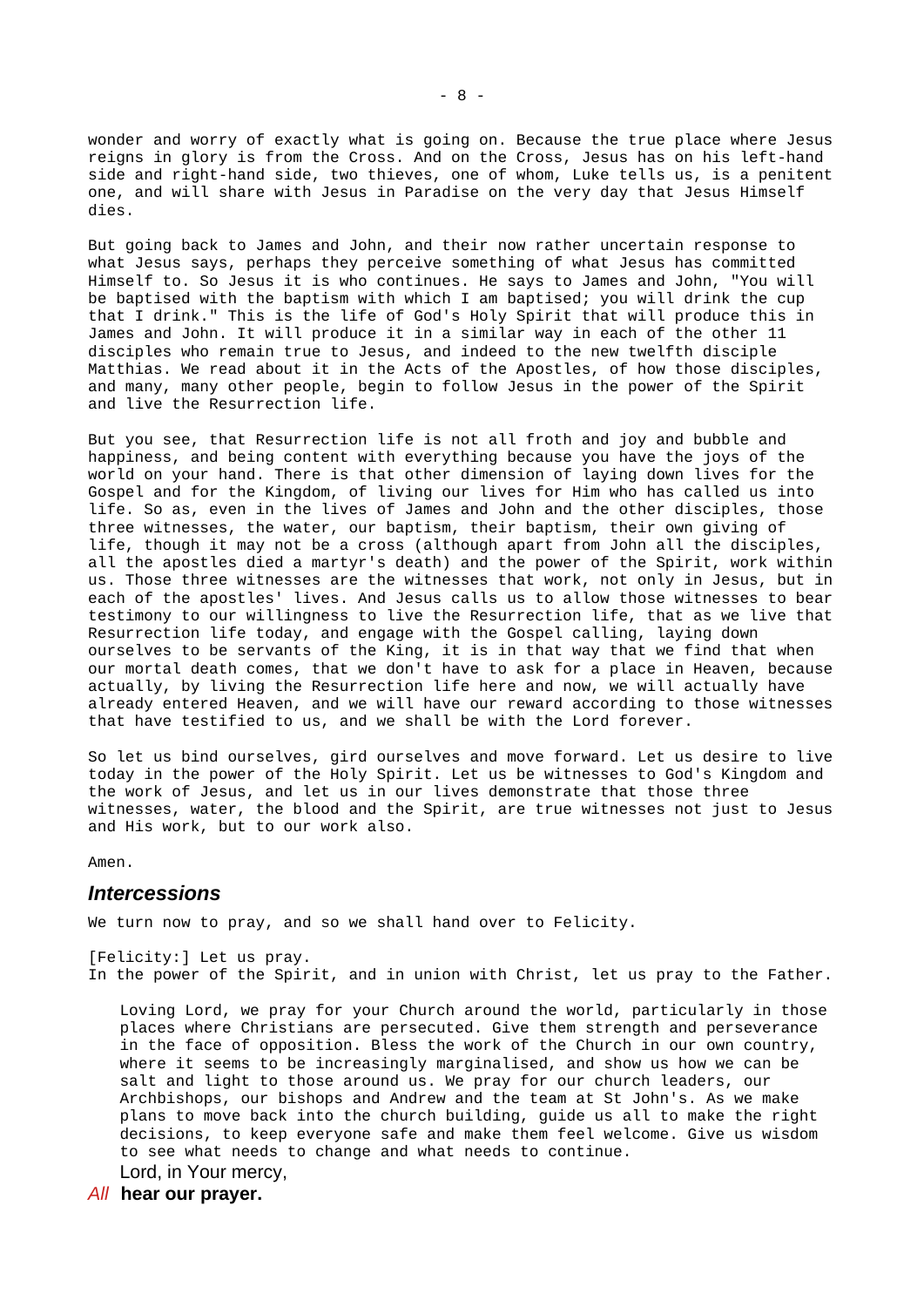wonder and worry of exactly what is going on. Because the true place where Jesus reigns in glory is from the Cross. And on the Cross, Jesus has on his left-hand side and right-hand side, two thieves, one of whom, Luke tells us, is a penitent one, and will share with Jesus in Paradise on the very day that Jesus Himself dies.

But going back to James and John, and their now rather uncertain response to what Jesus says, perhaps they perceive something of what Jesus has committed Himself to. So Jesus it is who continues. He says to James and John, "You will be baptised with the baptism with which I am baptised; you will drink the cup that I drink." This is the life of God's Holy Spirit that will produce this in James and John. It will produce it in a similar way in each of the other 11 disciples who remain true to Jesus, and indeed to the new twelfth disciple Matthias. We read about it in the Acts of the Apostles, of how those disciples, and many, many other people, begin to follow Jesus in the power of the Spirit and live the Resurrection life.

But you see, that Resurrection life is not all froth and joy and bubble and happiness, and being content with everything because you have the joys of the world on your hand. There is that other dimension of laying down lives for the Gospel and for the Kingdom, of living our lives for Him who has called us into life. So as, even in the lives of James and John and the other disciples, those three witnesses, the water, our baptism, their baptism, their own giving of life, though it may not be a cross (although apart from John all the disciples, all the apostles died a martyr's death) and the power of the Spirit, work within us. Those three witnesses are the witnesses that work, not only in Jesus, but in each of the apostles' lives. And Jesus calls us to allow those witnesses to bear testimony to our willingness to live the Resurrection life, that as we live that Resurrection life today, and engage with the Gospel calling, laying down ourselves to be servants of the King, it is in that way that we find that when our mortal death comes, that we don't have to ask for a place in Heaven, because actually, by living the Resurrection life here and now, we will actually have already entered Heaven, and we will have our reward according to those witnesses that have testified to us, and we shall be with the Lord forever.

So let us bind ourselves, gird ourselves and move forward. Let us desire to live today in the power of the Holy Spirit. Let us be witnesses to God's Kingdom and the work of Jesus, and let us in our lives demonstrate that those three witnesses, water, the blood and the Spirit, are true witnesses not just to Jesus and His work, but to our work also.

Amen.

## *Intercessions*

We turn now to pray, and so we shall hand over to Felicity.

[Felicity:] Let us pray.
In the power of the Spirit, and in union with Christ, let us pray to the Father.

> Loving Lord, we pray for your Church around the world, particularly in those places where Christians are persecuted. Give them strength and perseverance in the face of opposition. Bless the work of the Church in our own country, where it seems to be increasingly marginalised, and show us how we can be salt and light to those around us. We pray for our church leaders, our Archbishops, our bishops and Andrew and the team at St John's. As we make plans to move back into the church building, guide us all to make the right decisions, to keep everyone safe and make them feel welcome. Give us wisdom to see what needs to change and what needs to continue.
>
> Lord, in Your mercy,

*All* **hear our prayer.**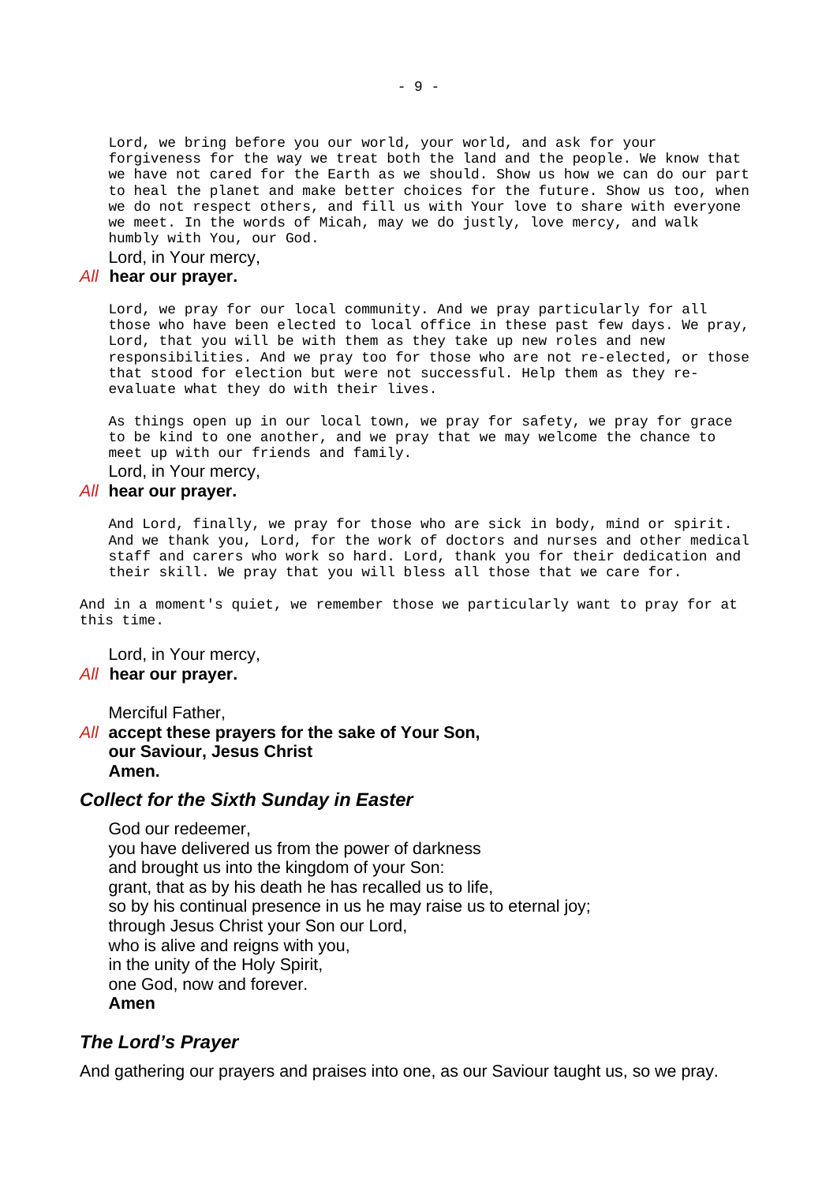Lord, we bring before you our world, your world, and ask for your forgiveness for the way we treat both the land and the people. We know that we have not cared for the Earth as we should. Show us how we can do our part to heal the planet and make better choices for the future. Show us too, when we do not respect others, and fill us with Your love to share with everyone we meet. In the words of Micah, may we do justly, love mercy, and walk humbly with You, our God.

Lord, in Your mercy,
*All* **hear our prayer.**

Lord, we pray for our local community. And we pray particularly for all those who have been elected to local office in these past few days. We pray, Lord, that you will be with them as they take up new roles and new responsibilities. And we pray too for those who are not re-elected, or those that stood for election but were not successful. Help them as they re-evaluate what they do with their lives.

As things open up in our local town, we pray for safety, we pray for grace to be kind to one another, and we pray that we may welcome the chance to meet up with our friends and family.

Lord, in Your mercy,
*All* **hear our prayer.**

And Lord, finally, we pray for those who are sick in body, mind or spirit. And we thank you, Lord, for the work of doctors and nurses and other medical staff and carers who work so hard. Lord, thank you for their dedication and their skill. We pray that you will bless all those that we care for.

And in a moment's quiet, we remember those we particularly want to pray for at this time.

Lord, in Your mercy,
*All* **hear our prayer.**

Merciful Father,
*All* **accept these prayers for the sake of Your Son,**
**our Saviour, Jesus Christ**
**Amen.**

## *Collect for the Sixth Sunday in Easter*

God our redeemer,
you have delivered us from the power of darkness
and brought us into the kingdom of your Son:
grant, that as by his death he has recalled us to life,
so by his continual presence in us he may raise us to eternal joy;
through Jesus Christ your Son our Lord,
who is alive and reigns with you,
in the unity of the Holy Spirit,
one God, now and forever.
**Amen**

## *The Lord's Prayer*

And gathering our prayers and praises into one, as our Saviour taught us, so we pray.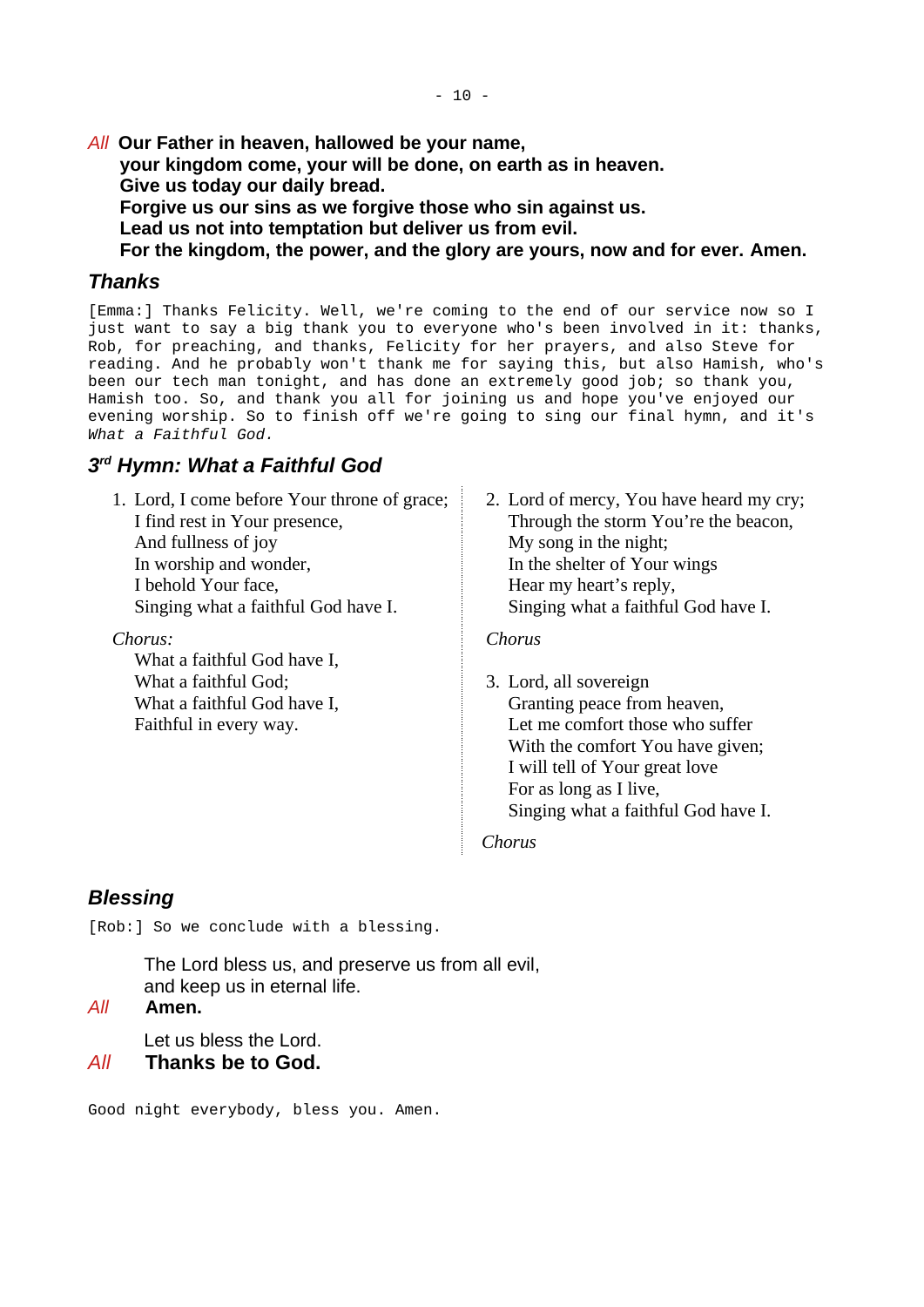*All* **Our Father in heaven, hallowed be your name,**
**your kingdom come, your will be done, on earth as in heaven.**
**Give us today our daily bread.**
**Forgive us our sins as we forgive those who sin against us.**
**Lead us not into temptation but deliver us from evil.**
**For the kingdom, the power, and the glory are yours, now and for ever. Amen.**

## Thanks

[Emma:] Thanks Felicity. Well, we're coming to the end of our service now so I just want to say a big thank you to everyone who's been involved in it: thanks, Rob, for preaching, and thanks, Felicity for her prayers, and also Steve for reading. And he probably won't thank me for saying this, but also Hamish, who's been our tech man tonight, and has done an extremely good job; so thank you, Hamish too. So, and thank you all for joining us and hope you've enjoyed our evening worship. So to finish off we're going to sing our final hymn, and it's *What a Faithful God.*

## 3rd Hymn: What a Faithful God

1. Lord, I come before Your throne of grace;
   I find rest in Your presence,
   And fullness of joy
   In worship and wonder,
   I behold Your face,
   Singing what a faithful God have I.

*Chorus:*
What a faithful God have I,
What a faithful God;
What a faithful God have I,
Faithful in every way.

2. Lord of mercy, You have heard my cry;
   Through the storm You're the beacon,
   My song in the night;
   In the shelter of Your wings
   Hear my heart's reply,
   Singing what a faithful God have I.

*Chorus*

3. Lord, all sovereign
   Granting peace from heaven,
   Let me comfort those who suffer
   With the comfort You have given;
   I will tell of Your great love
   For as long as I live,
   Singing what a faithful God have I.

*Chorus*

## Blessing

[Rob:] So we conclude with a blessing.

The Lord bless us, and preserve us from all evil,
and keep us in eternal life.
*All* **Amen.**

Let us bless the Lord.
*All* **Thanks be to God.**

Good night everybody, bless you. Amen.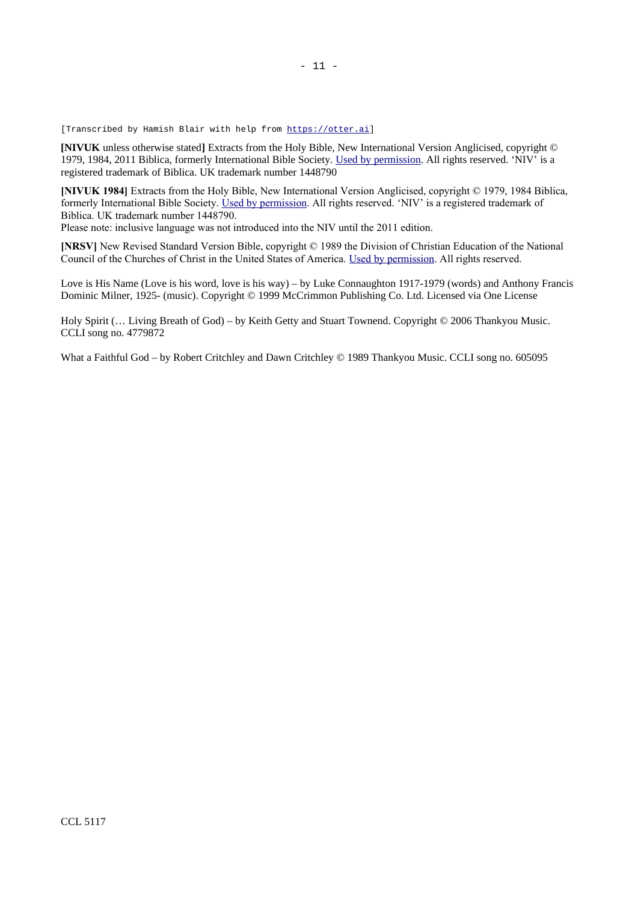[Transcribed by Hamish Blair with help from https://otter.ai]

**[NIVUK** unless otherwise stated**]** Extracts from the Holy Bible, New International Version Anglicised, copyright © 1979, 1984, 2011 Biblica, formerly International Bible Society. Used by permission. All rights reserved. 'NIV' is a registered trademark of Biblica. UK trademark number 1448790

**[NIVUK 1984]** Extracts from the Holy Bible, New International Version Anglicised, copyright © 1979, 1984 Biblica, formerly International Bible Society. Used by permission. All rights reserved. 'NIV' is a registered trademark of Biblica. UK trademark number 1448790.
Please note: inclusive language was not introduced into the NIV until the 2011 edition.

**[NRSV]** New Revised Standard Version Bible, copyright © 1989 the Division of Christian Education of the National Council of the Churches of Christ in the United States of America. Used by permission. All rights reserved.

Love is His Name (Love is his word, love is his way) – by Luke Connaughton 1917-1979 (words) and Anthony Francis Dominic Milner, 1925- (music). Copyright © 1999 McCrimmon Publishing Co. Ltd. Licensed via One License

Holy Spirit (… Living Breath of God) – by Keith Getty and Stuart Townend. Copyright © 2006 Thankyou Music. CCLI song no. 4779872

What a Faithful God – by Robert Critchley and Dawn Critchley © 1989 Thankyou Music. CCLI song no. 605095

CCL 5117